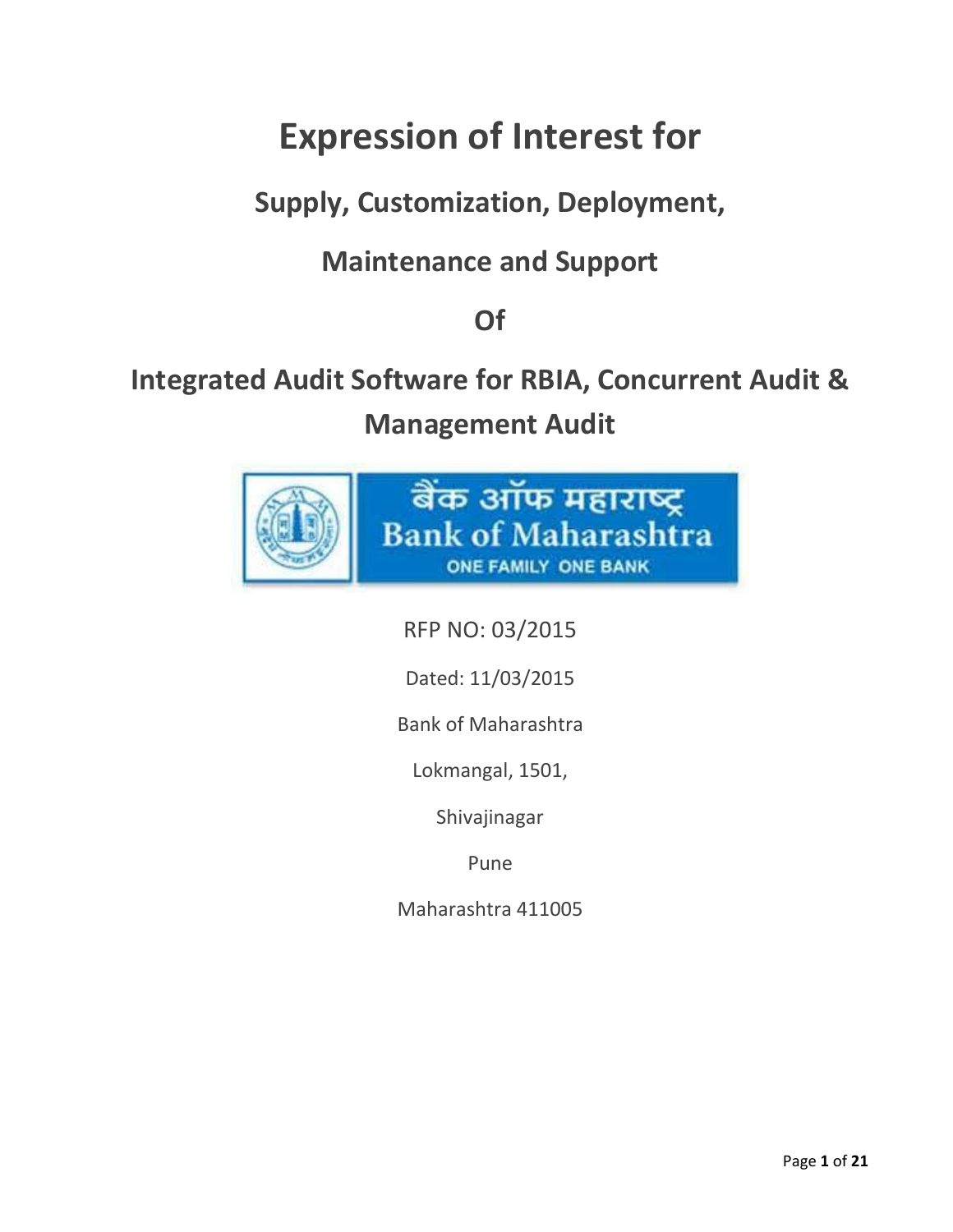# Expression of Interest for

## Supply, Customization, Deployment,

## Maintenance and Support

## Of

## Integrated Audit Software for RBIA, Concurrent Audit & Management Audit

बैंक ऑफ महाराष्ट्र
Bank of Maharashtra
ONE FAMILY ONE BANK

RFP NO: 03/2015

Dated: 11/03/2015

Bank of Maharashtra

Lokmangal, 1501,

Shivajinagar

Pune

Maharashtra 411005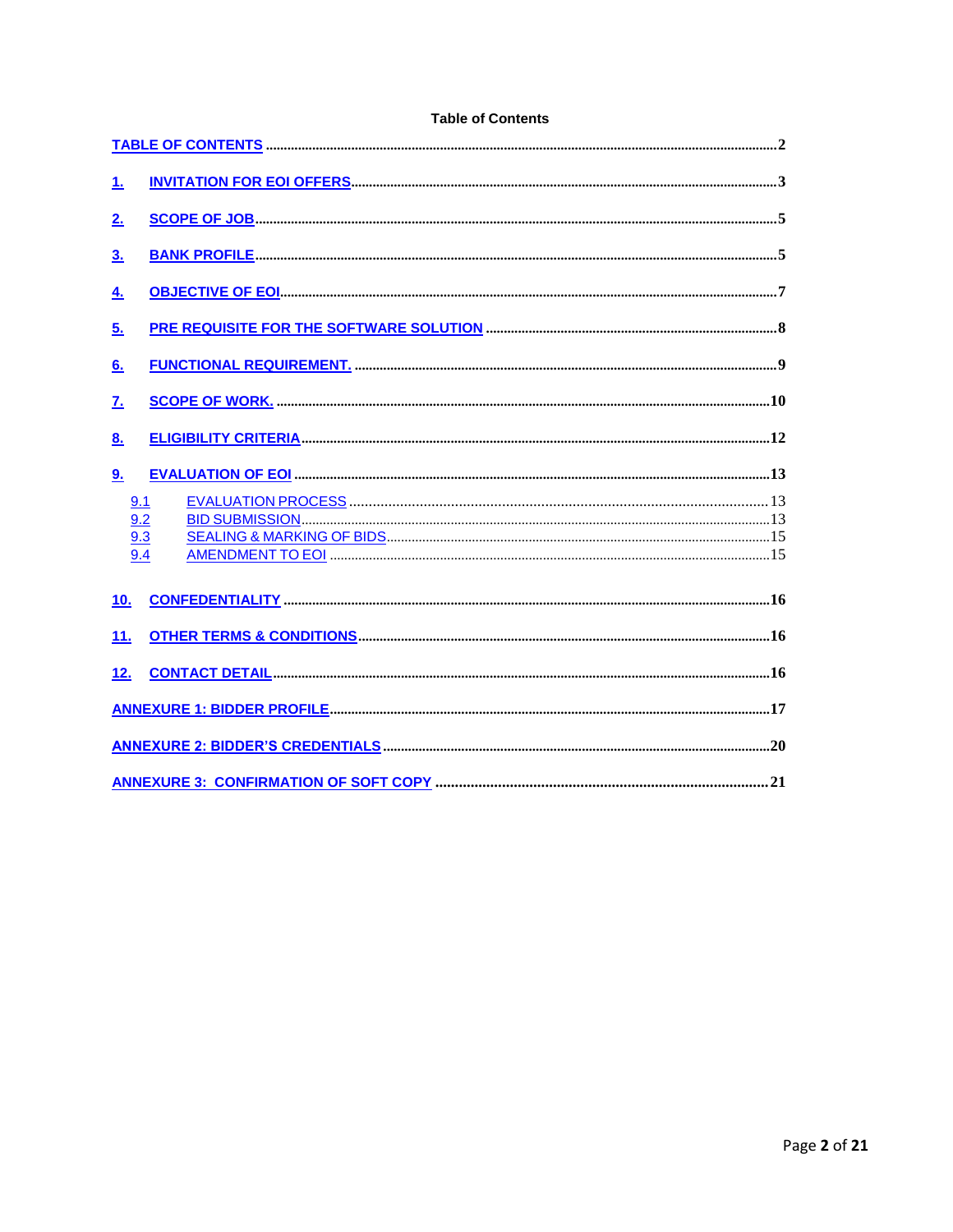**Table of Contents**

TABLE OF CONTENTS ..... 2

1. INVITATION FOR EOI OFFERS ..... 3
2. SCOPE OF JOB ..... 5
3. BANK PROFILE ..... 5
4. OBJECTIVE OF EOI ..... 7
5. PRE REQUISITE FOR THE SOFTWARE SOLUTION ..... 8
6. FUNCTIONAL REQUIREMENT. ..... 9
7. SCOPE OF WORK. ..... 10
8. ELIGIBILITY CRITERIA ..... 12
9. EVALUATION OF EOI ..... 13
   - 9.1 EVALUATION PROCESS ..... 13
   - 9.2 BID SUBMISSION ..... 13
   - 9.3 SEALING & MARKING OF BIDS ..... 15
   - 9.4 AMENDMENT TO EOI ..... 15
10. CONFEDENTIALITY ..... 16
11. OTHER TERMS & CONDITIONS ..... 16
12. CONTACT DETAIL ..... 16

ANNEXURE 1: BIDDER PROFILE ..... 17

ANNEXURE 2: BIDDER'S CREDENTIALS ..... 20

ANNEXURE 3: CONFIRMATION OF SOFT COPY ..... 21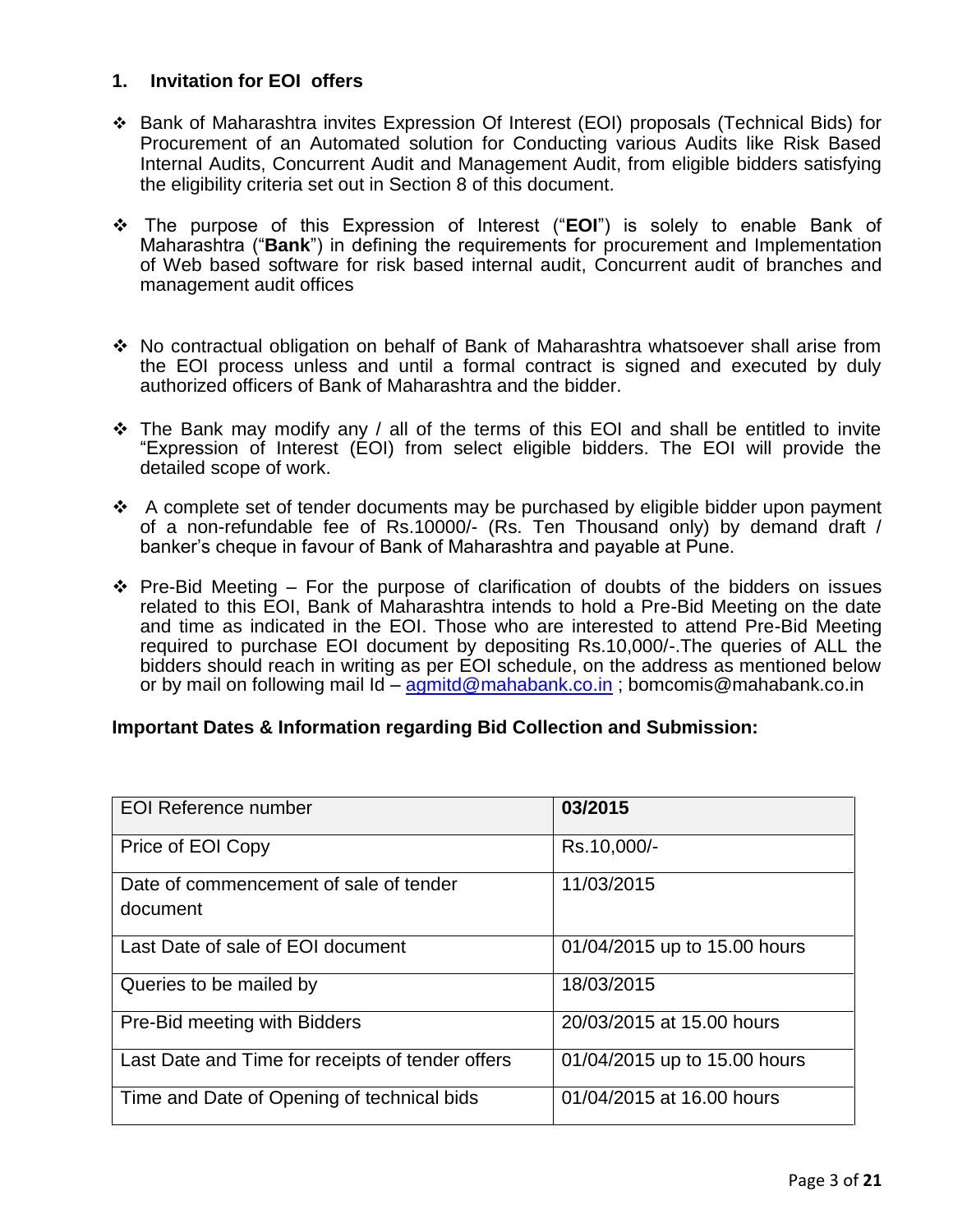## 1. Invitation for EOI offers

- Bank of Maharashtra invites Expression Of Interest (EOI) proposals (Technical Bids) for Procurement of an Automated solution for Conducting various Audits like Risk Based Internal Audits, Concurrent Audit and Management Audit, from eligible bidders satisfying the eligibility criteria set out in Section 8 of this document.

- The purpose of this Expression of Interest ("**EOI**") is solely to enable Bank of Maharashtra ("**Bank**") in defining the requirements for procurement and Implementation of Web based software for risk based internal audit, Concurrent audit of branches and management audit offices

- No contractual obligation on behalf of Bank of Maharashtra whatsoever shall arise from the EOI process unless and until a formal contract is signed and executed by duly authorized officers of Bank of Maharashtra and the bidder.

- The Bank may modify any / all of the terms of this EOI and shall be entitled to invite "Expression of Interest (EOI) from select eligible bidders. The EOI will provide the detailed scope of work.

- A complete set of tender documents may be purchased by eligible bidder upon payment of a non-refundable fee of Rs.10000/- (Rs. Ten Thousand only) by demand draft / banker's cheque in favour of Bank of Maharashtra and payable at Pune.

- Pre-Bid Meeting – For the purpose of clarification of doubts of the bidders on issues related to this EOI, Bank of Maharashtra intends to hold a Pre-Bid Meeting on the date and time as indicated in the EOI. Those who are interested to attend Pre-Bid Meeting required to purchase EOI document by depositing Rs.10,000/-.The queries of ALL the bidders should reach in writing as per EOI schedule, on the address as mentioned below or by mail on following mail Id – agmitd@mahabank.co.in ; bomcomis@mahabank.co.in

**Important Dates & Information regarding Bid Collection and Submission:**

| EOI Reference number | **03/2015** |
|---|---|
| Price of EOI Copy | Rs.10,000/- |
| Date of commencement of sale of tender document | 11/03/2015 |
| Last Date of sale of EOI document | 01/04/2015 up to 15.00 hours |
| Queries to be mailed by | 18/03/2015 |
| Pre-Bid meeting with Bidders | 20/03/2015 at 15.00 hours |
| Last Date and Time for receipts of tender offers | 01/04/2015 up to 15.00 hours |
| Time and Date of Opening of technical bids | 01/04/2015 at 16.00 hours |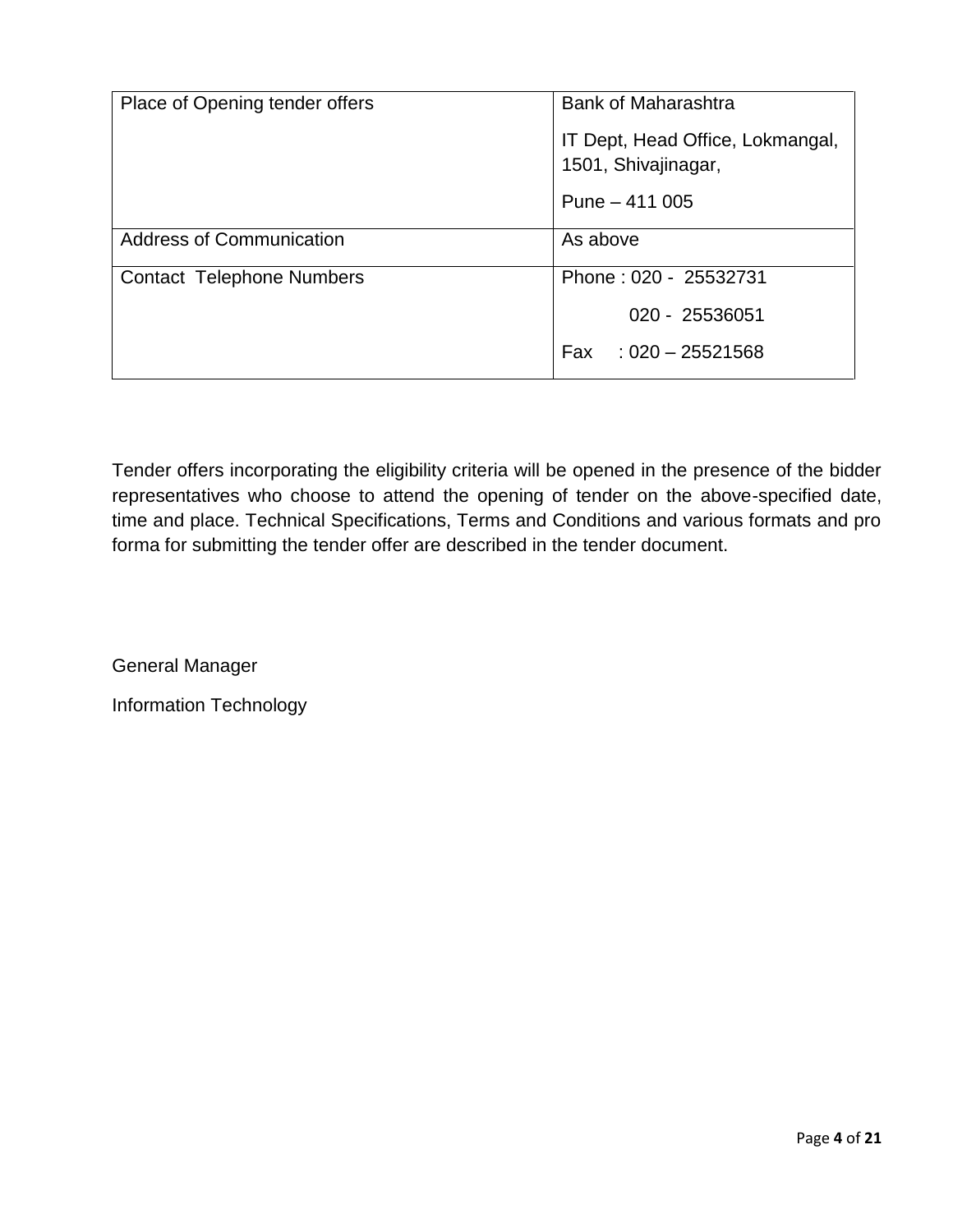| Place of Opening tender offers | Bank of Maharashtra<br><br>IT Dept, Head Office, Lokmangal, 1501, Shivajinagar,<br><br>Pune – 411 005 |
|---|---|
| Address of Communication | As above |
| Contact Telephone Numbers | Phone : 020 - 25532731<br><br>020 - 25536051<br><br>Fax : 020 – 25521568 |

Tender offers incorporating the eligibility criteria will be opened in the presence of the bidder representatives who choose to attend the opening of tender on the above-specified date, time and place. Technical Specifications, Terms and Conditions and various formats and pro forma for submitting the tender offer are described in the tender document.

General Manager

Information Technology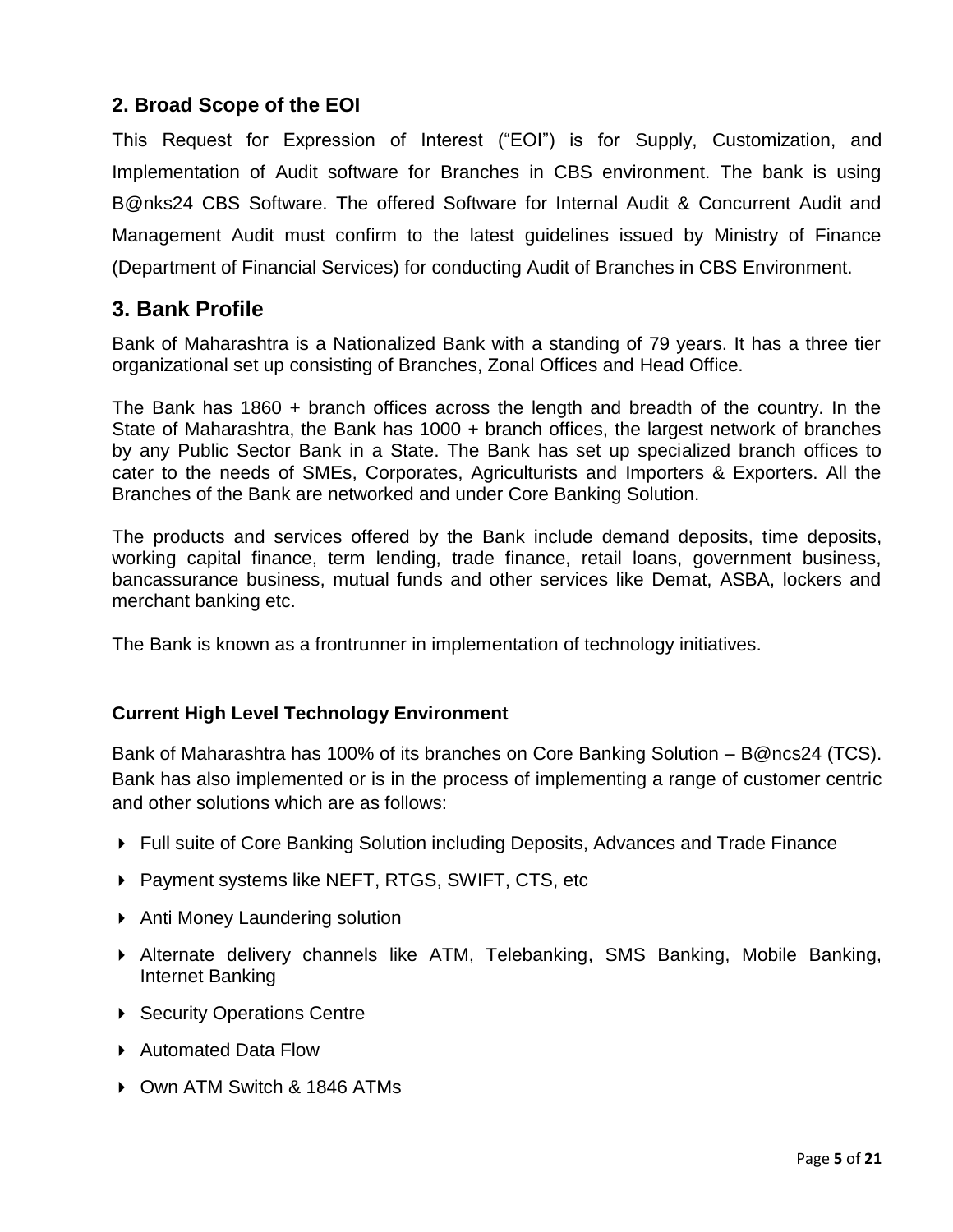## 2. Broad Scope of the EOI

This Request for Expression of Interest ("EOI") is for Supply, Customization, and Implementation of Audit software for Branches in CBS environment. The bank is using B@nks24 CBS Software. The offered Software for Internal Audit & Concurrent Audit and Management Audit must confirm to the latest guidelines issued by Ministry of Finance (Department of Financial Services) for conducting Audit of Branches in CBS Environment.

## 3. Bank Profile

Bank of Maharashtra is a Nationalized Bank with a standing of 79 years. It has a three tier organizational set up consisting of Branches, Zonal Offices and Head Office.

The Bank has 1860 + branch offices across the length and breadth of the country. In the State of Maharashtra, the Bank has 1000 + branch offices, the largest network of branches by any Public Sector Bank in a State. The Bank has set up specialized branch offices to cater to the needs of SMEs, Corporates, Agriculturists and Importers & Exporters. All the Branches of the Bank are networked and under Core Banking Solution.

The products and services offered by the Bank include demand deposits, time deposits, working capital finance, term lending, trade finance, retail loans, government business, bancassurance business, mutual funds and other services like Demat, ASBA, lockers and merchant banking etc.

The Bank is known as a frontrunner in implementation of technology initiatives.

**Current High Level Technology Environment**

Bank of Maharashtra has 100% of its branches on Core Banking Solution – B@ncs24 (TCS). Bank has also implemented or is in the process of implementing a range of customer centric and other solutions which are as follows:

- Full suite of Core Banking Solution including Deposits, Advances and Trade Finance
- Payment systems like NEFT, RTGS, SWIFT, CTS, etc
- Anti Money Laundering solution
- Alternate delivery channels like ATM, Telebanking, SMS Banking, Mobile Banking, Internet Banking
- Security Operations Centre
- Automated Data Flow
- Own ATM Switch & 1846 ATMs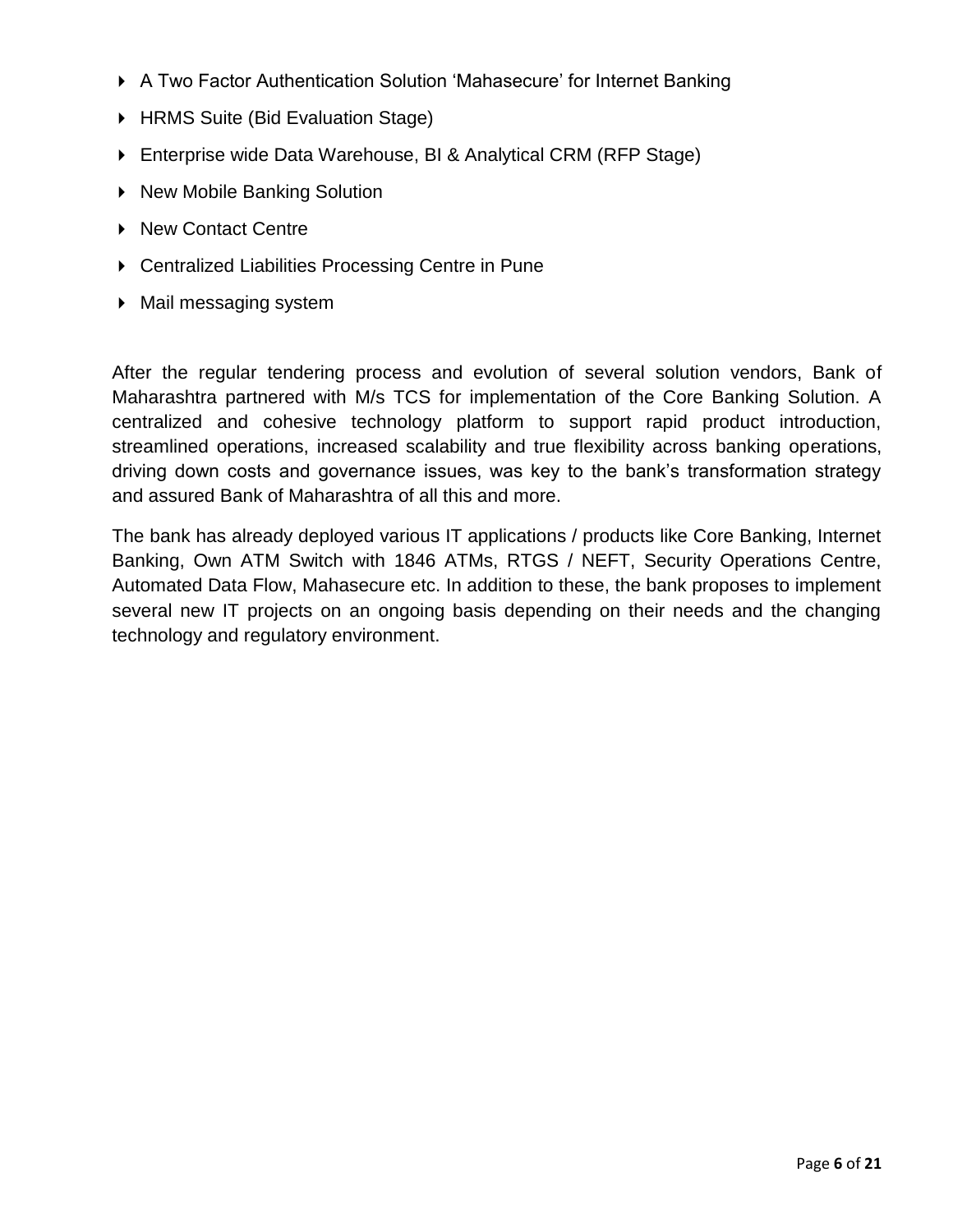- A Two Factor Authentication Solution 'Mahasecure' for Internet Banking
- HRMS Suite (Bid Evaluation Stage)
- Enterprise wide Data Warehouse, BI & Analytical CRM (RFP Stage)
- New Mobile Banking Solution
- New Contact Centre
- Centralized Liabilities Processing Centre in Pune
- Mail messaging system

After the regular tendering process and evolution of several solution vendors, Bank of Maharashtra partnered with M/s TCS for implementation of the Core Banking Solution. A centralized and cohesive technology platform to support rapid product introduction, streamlined operations, increased scalability and true flexibility across banking operations, driving down costs and governance issues, was key to the bank's transformation strategy and assured Bank of Maharashtra of all this and more.

The bank has already deployed various IT applications / products like Core Banking, Internet Banking, Own ATM Switch with 1846 ATMs, RTGS / NEFT, Security Operations Centre, Automated Data Flow, Mahasecure etc. In addition to these, the bank proposes to implement several new IT projects on an ongoing basis depending on their needs and the changing technology and regulatory environment.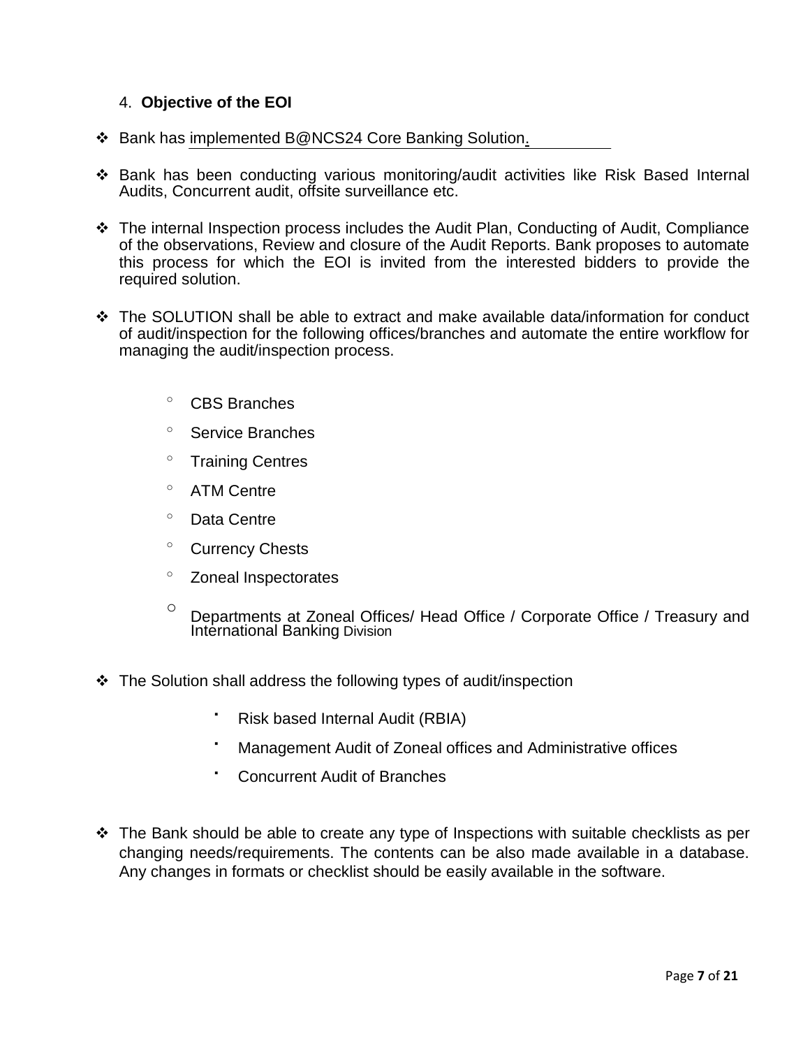## 4. **Objective of the EOI**

- Bank has implemented B@NCS24 Core Banking Solution.

- Bank has been conducting various monitoring/audit activities like Risk Based Internal Audits, Concurrent audit, offsite surveillance etc.

- The internal Inspection process includes the Audit Plan, Conducting of Audit, Compliance of the observations, Review and closure of the Audit Reports. Bank proposes to automate this process for which the EOI is invited from the interested bidders to provide the required solution.

- The SOLUTION shall be able to extract and make available data/information for conduct of audit/inspection for the following offices/branches and automate the entire workflow for managing the audit/inspection process.

    - CBS Branches
    - Service Branches
    - Training Centres
    - ATM Centre
    - Data Centre
    - Currency Chests
    - Zoneal Inspectorates
    - Departments at Zoneal Offices/ Head Office / Corporate Office / Treasury and International Banking Division

- The Solution shall address the following types of audit/inspection

    - Risk based Internal Audit (RBIA)
    - Management Audit of Zoneal offices and Administrative offices
    - Concurrent Audit of Branches

- The Bank should be able to create any type of Inspections with suitable checklists as per changing needs/requirements. The contents can be also made available in a database. Any changes in formats or checklist should be easily available in the software.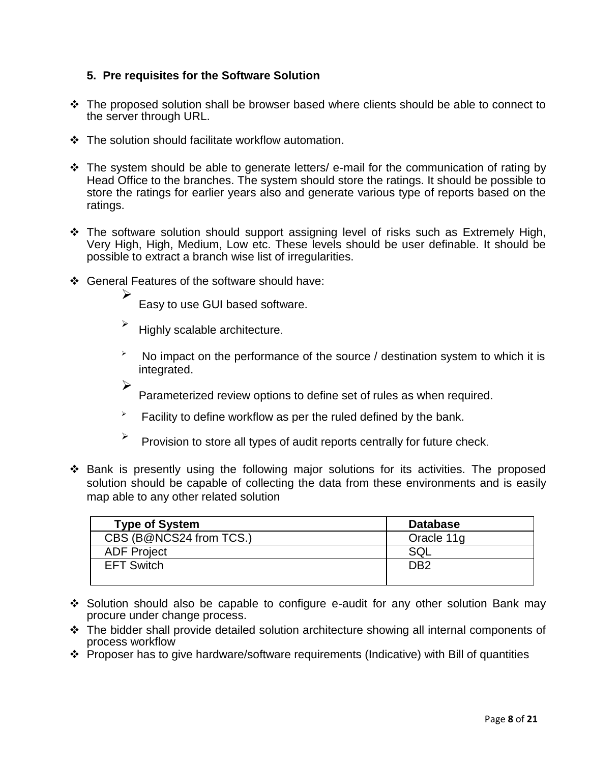## 5. Pre requisites for the Software Solution

- The proposed solution shall be browser based where clients should be able to connect to the server through URL.
- The solution should facilitate workflow automation.
- The system should be able to generate letters/ e-mail for the communication of rating by Head Office to the branches. The system should store the ratings. It should be possible to store the ratings for earlier years also and generate various type of reports based on the ratings.
- The software solution should support assigning level of risks such as Extremely High, Very High, High, Medium, Low etc. These levels should be user definable. It should be possible to extract a branch wise list of irregularities.
- General Features of the software should have:
  - Easy to use GUI based software.
  - Highly scalable architecture.
  - No impact on the performance of the source / destination system to which it is integrated.
  - Parameterized review options to define set of rules as when required.
  - Facility to define workflow as per the ruled defined by the bank.
  - Provision to store all types of audit reports centrally for future check.
- Bank is presently using the following major solutions for its activities. The proposed solution should be capable of collecting the data from these environments and is easily map able to any other related solution

| Type of System | Database |
| --- | --- |
| CBS (B@NCS24 from TCS.) | Oracle 11g |
| ADF Project | SQL |
| EFT Switch | DB2 |

- Solution should also be capable to configure e-audit for any other solution Bank may procure under change process.
- The bidder shall provide detailed solution architecture showing all internal components of process workflow
- Proposer has to give hardware/software requirements (Indicative) with Bill of quantities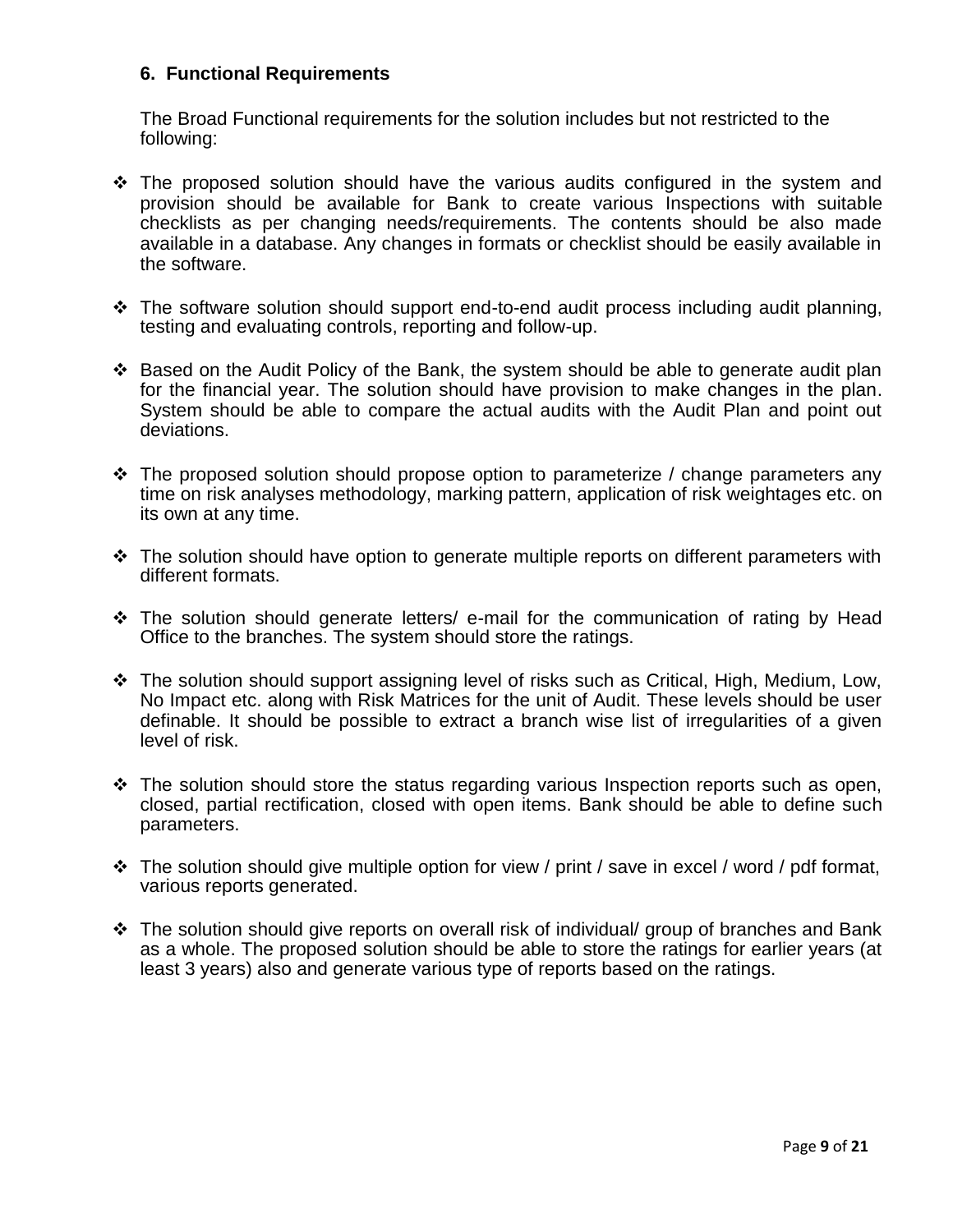### 6. Functional Requirements

The Broad Functional requirements for the solution includes but not restricted to the following:

- The proposed solution should have the various audits configured in the system and provision should be available for Bank to create various Inspections with suitable checklists as per changing needs/requirements. The contents should be also made available in a database. Any changes in formats or checklist should be easily available in the software.

- The software solution should support end-to-end audit process including audit planning, testing and evaluating controls, reporting and follow-up.

- Based on the Audit Policy of the Bank, the system should be able to generate audit plan for the financial year. The solution should have provision to make changes in the plan. System should be able to compare the actual audits with the Audit Plan and point out deviations.

- The proposed solution should propose option to parameterize / change parameters any time on risk analyses methodology, marking pattern, application of risk weightages etc. on its own at any time.

- The solution should have option to generate multiple reports on different parameters with different formats.

- The solution should generate letters/ e-mail for the communication of rating by Head Office to the branches. The system should store the ratings.

- The solution should support assigning level of risks such as Critical, High, Medium, Low, No Impact etc. along with Risk Matrices for the unit of Audit. These levels should be user definable. It should be possible to extract a branch wise list of irregularities of a given level of risk.

- The solution should store the status regarding various Inspection reports such as open, closed, partial rectification, closed with open items. Bank should be able to define such parameters.

- The solution should give multiple option for view / print / save in excel / word / pdf format, various reports generated.

- The solution should give reports on overall risk of individual/ group of branches and Bank as a whole. The proposed solution should be able to store the ratings for earlier years (at least 3 years) also and generate various type of reports based on the ratings.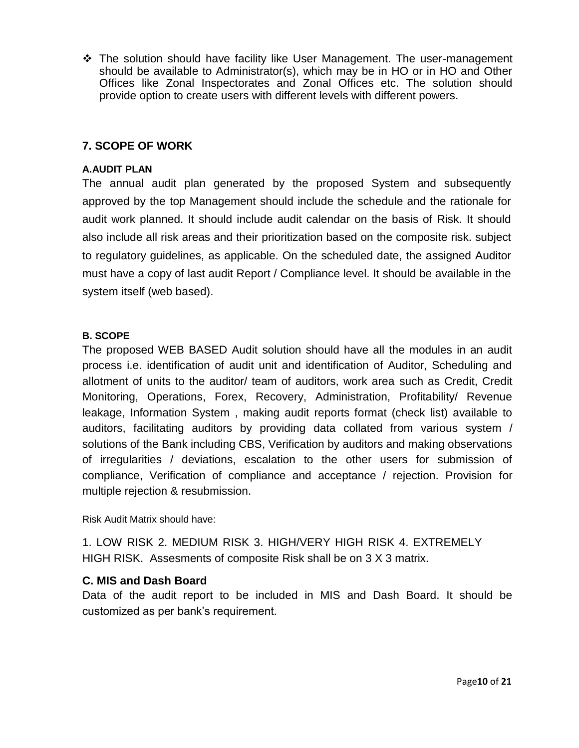- The solution should have facility like User Management. The user-management should be available to Administrator(s), which may be in HO or in HO and Other Offices like Zonal Inspectorates and Zonal Offices etc. The solution should provide option to create users with different levels with different powers.

## 7. SCOPE OF WORK

### A.AUDIT PLAN

The annual audit plan generated by the proposed System and subsequently approved by the top Management should include the schedule and the rationale for audit work planned. It should include audit calendar on the basis of Risk. It should also include all risk areas and their prioritization based on the composite risk. subject to regulatory guidelines, as applicable. On the scheduled date, the assigned Auditor must have a copy of last audit Report / Compliance level. It should be available in the system itself (web based).

### B. SCOPE

The proposed WEB BASED Audit solution should have all the modules in an audit process i.e. identification of audit unit and identification of Auditor, Scheduling and allotment of units to the auditor/ team of auditors, work area such as Credit, Credit Monitoring, Operations, Forex, Recovery, Administration, Profitability/ Revenue leakage, Information System , making audit reports format (check list) available to auditors, facilitating auditors by providing data collated from various system / solutions of the Bank including CBS, Verification by auditors and making observations of irregularities / deviations, escalation to the other users for submission of compliance, Verification of compliance and acceptance / rejection. Provision for multiple rejection & resubmission.

Risk Audit Matrix should have:

1. LOW RISK 2. MEDIUM RISK 3. HIGH/VERY HIGH RISK 4. EXTREMELY HIGH RISK. Assesments of composite Risk shall be on 3 X 3 matrix.

### C. MIS and Dash Board

Data of the audit report to be included in MIS and Dash Board. It should be customized as per bank's requirement.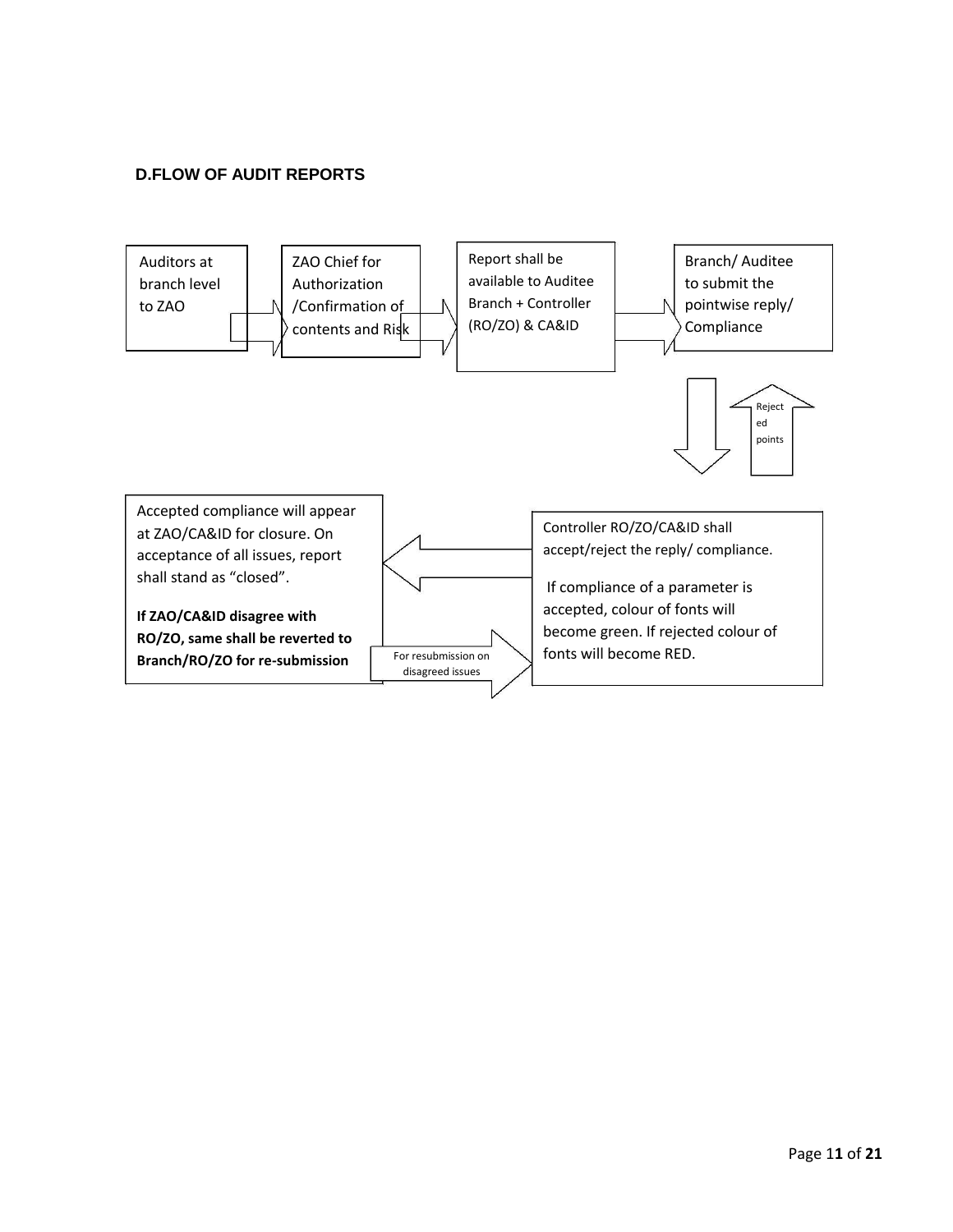### D.FLOW OF AUDIT REPORTS

Auditors at branch level to ZAO

ZAO Chief for Authorization /Confirmation of contents and Risk

Report shall be available to Auditee Branch + Controller (RO/ZO) & CA&ID

Branch/ Auditee to submit the pointwise reply/ Compliance

Rejected points

Controller RO/ZO/CA&ID shall accept/reject the reply/ compliance.

If compliance of a parameter is accepted, colour of fonts will become green. If rejected colour of fonts will become RED.

Accepted compliance will appear at ZAO/CA&ID for closure. On acceptance of all issues, report shall stand as "closed".

**If ZAO/CA&ID disagree with RO/ZO, same shall be reverted to Branch/RO/ZO for re-submission**

For resubmission on disagreed issues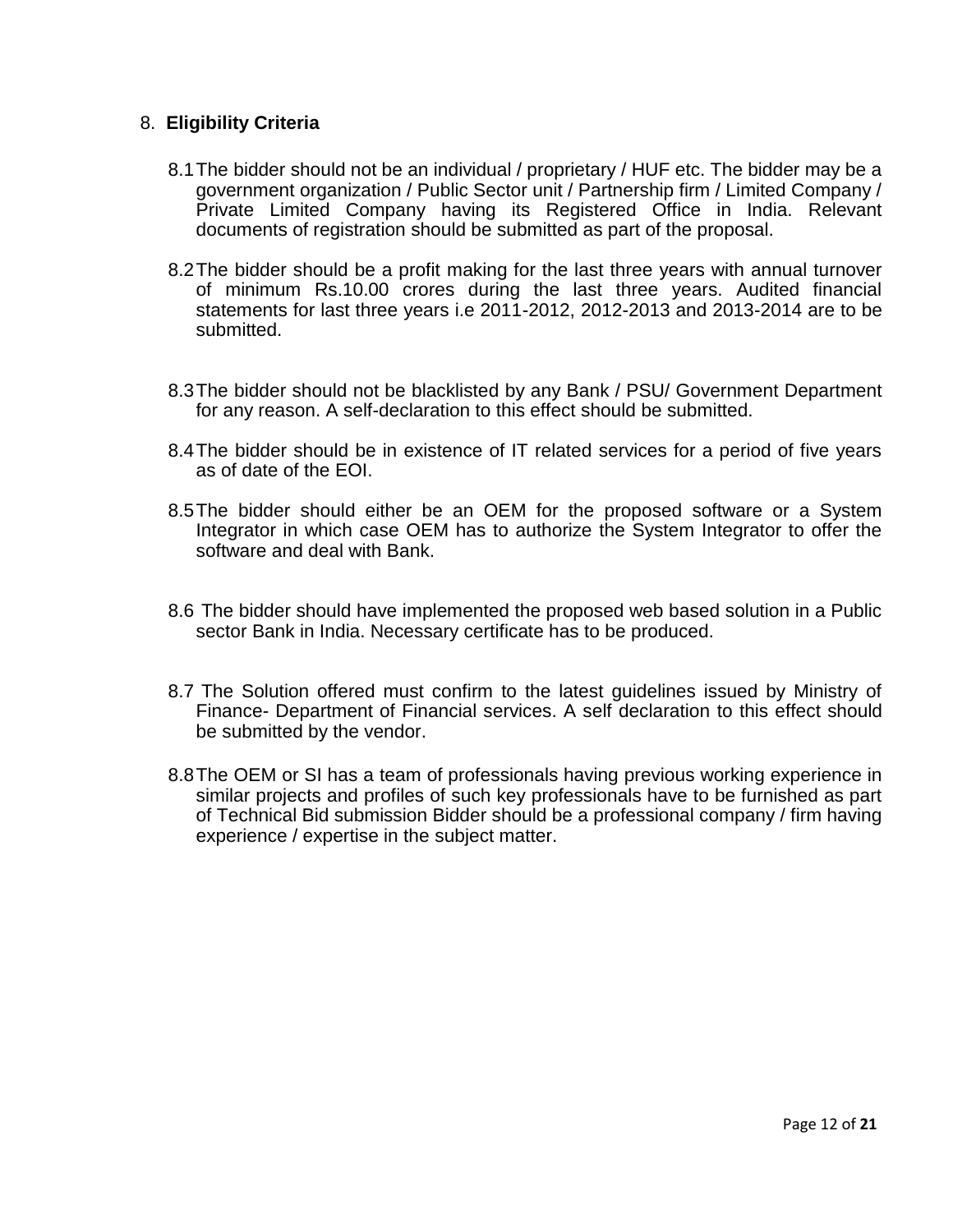## 8. Eligibility Criteria

8.1 The bidder should not be an individual / proprietary / HUF etc. The bidder may be a government organization / Public Sector unit / Partnership firm / Limited Company / Private Limited Company having its Registered Office in India. Relevant documents of registration should be submitted as part of the proposal.

8.2 The bidder should be a profit making for the last three years with annual turnover of minimum Rs.10.00 crores during the last three years. Audited financial statements for last three years i.e 2011-2012, 2012-2013 and 2013-2014 are to be submitted.

8.3 The bidder should not be blacklisted by any Bank / PSU/ Government Department for any reason. A self-declaration to this effect should be submitted.

8.4 The bidder should be in existence of IT related services for a period of five years as of date of the EOI.

8.5 The bidder should either be an OEM for the proposed software or a System Integrator in which case OEM has to authorize the System Integrator to offer the software and deal with Bank.

8.6 The bidder should have implemented the proposed web based solution in a Public sector Bank in India. Necessary certificate has to be produced.

8.7 The Solution offered must confirm to the latest guidelines issued by Ministry of Finance- Department of Financial services. A self declaration to this effect should be submitted by the vendor.

8.8 The OEM or SI has a team of professionals having previous working experience in similar projects and profiles of such key professionals have to be furnished as part of Technical Bid submission Bidder should be a professional company / firm having experience / expertise in the subject matter.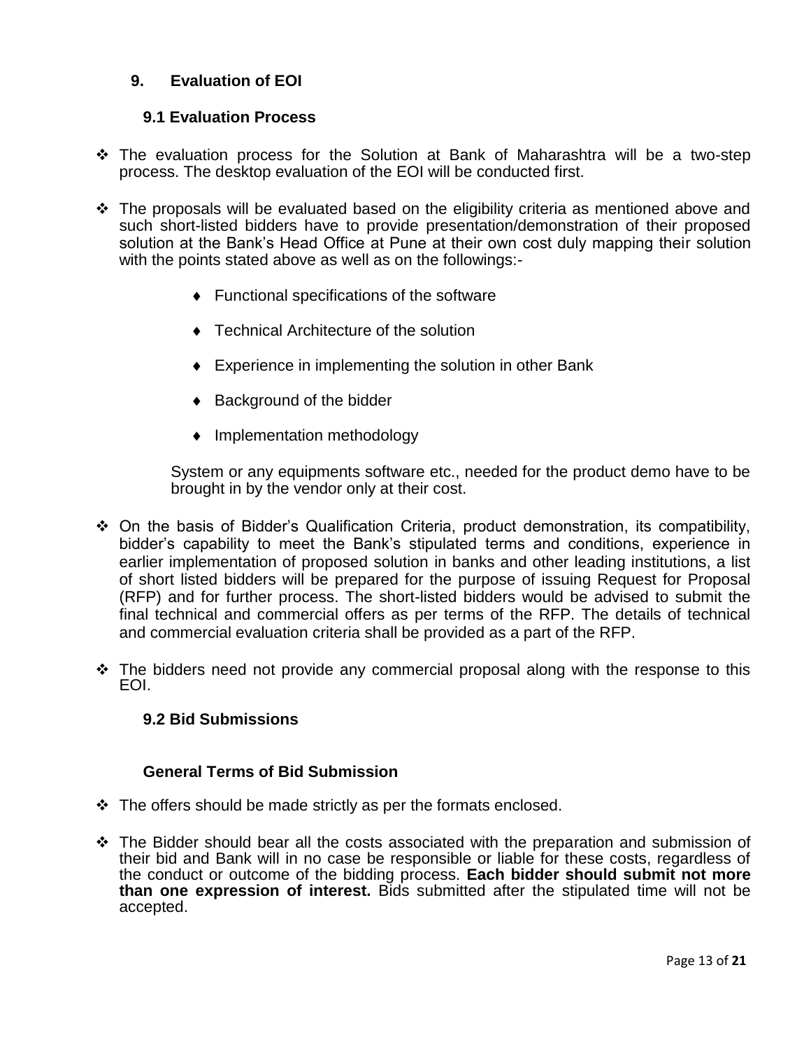## 9. Evaluation of EOI

### 9.1 Evaluation Process

- The evaluation process for the Solution at Bank of Maharashtra will be a two-step process. The desktop evaluation of the EOI will be conducted first.
- The proposals will be evaluated based on the eligibility criteria as mentioned above and such short-listed bidders have to provide presentation/demonstration of their proposed solution at the Bank's Head Office at Pune at their own cost duly mapping their solution with the points stated above as well as on the followings:-
    - Functional specifications of the software
    - Technical Architecture of the solution
    - Experience in implementing the solution in other Bank
    - Background of the bidder
    - Implementation methodology

  System or any equipments software etc., needed for the product demo have to be brought in by the vendor only at their cost.

- On the basis of Bidder's Qualification Criteria, product demonstration, its compatibility, bidder's capability to meet the Bank's stipulated terms and conditions, experience in earlier implementation of proposed solution in banks and other leading institutions, a list of short listed bidders will be prepared for the purpose of issuing Request for Proposal (RFP) and for further process. The short-listed bidders would be advised to submit the final technical and commercial offers as per terms of the RFP. The details of technical and commercial evaluation criteria shall be provided as a part of the RFP.
- The bidders need not provide any commercial proposal along with the response to this EOI.

### 9.2 Bid Submissions

#### General Terms of Bid Submission

- The offers should be made strictly as per the formats enclosed.
- The Bidder should bear all the costs associated with the preparation and submission of their bid and Bank will in no case be responsible or liable for these costs, regardless of the conduct or outcome of the bidding process. **Each bidder should submit not more than one expression of interest.** Bids submitted after the stipulated time will not be accepted.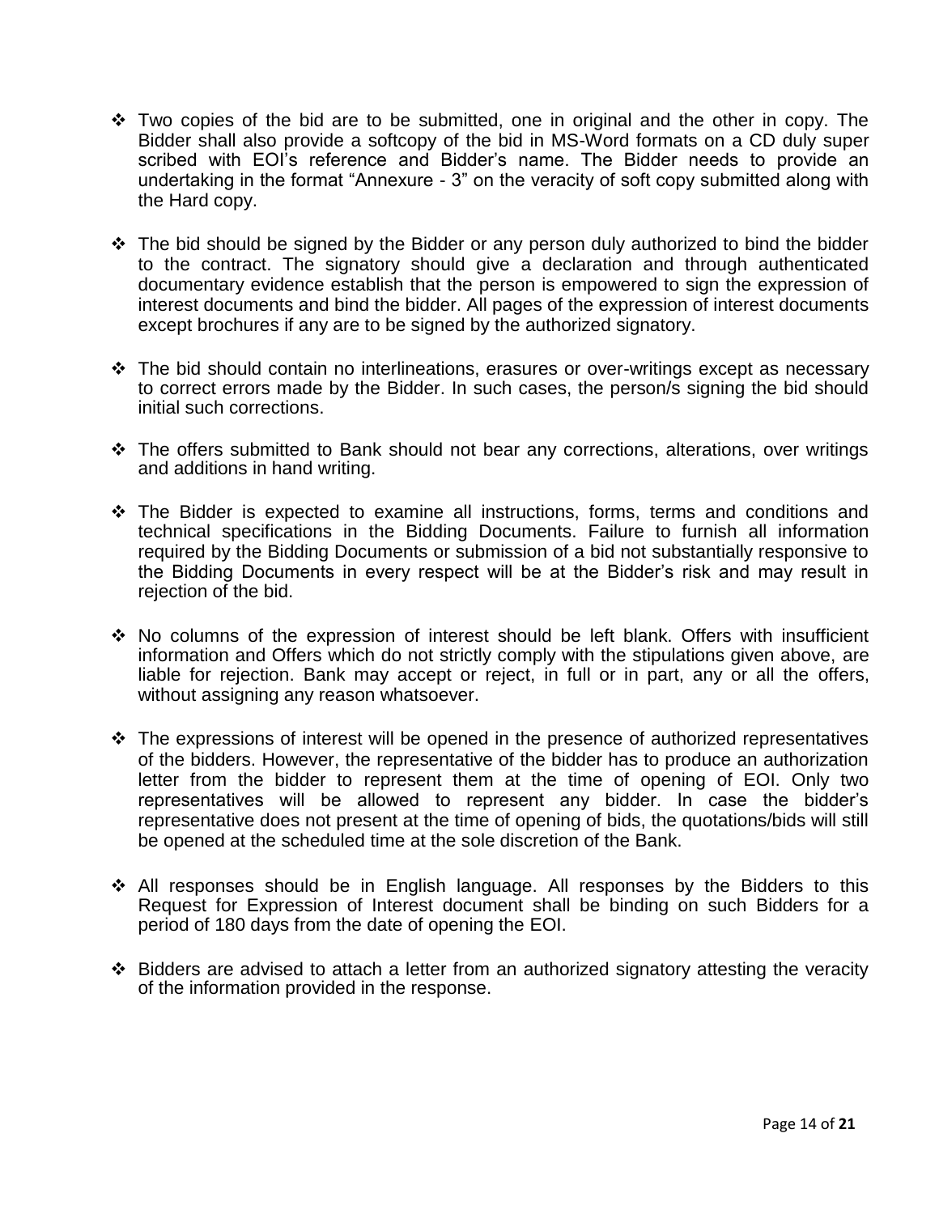- Two copies of the bid are to be submitted, one in original and the other in copy. The Bidder shall also provide a softcopy of the bid in MS-Word formats on a CD duly super scribed with EOI's reference and Bidder's name. The Bidder needs to provide an undertaking in the format "Annexure - 3" on the veracity of soft copy submitted along with the Hard copy.

- The bid should be signed by the Bidder or any person duly authorized to bind the bidder to the contract. The signatory should give a declaration and through authenticated documentary evidence establish that the person is empowered to sign the expression of interest documents and bind the bidder. All pages of the expression of interest documents except brochures if any are to be signed by the authorized signatory.

- The bid should contain no interlineations, erasures or over-writings except as necessary to correct errors made by the Bidder. In such cases, the person/s signing the bid should initial such corrections.

- The offers submitted to Bank should not bear any corrections, alterations, over writings and additions in hand writing.

- The Bidder is expected to examine all instructions, forms, terms and conditions and technical specifications in the Bidding Documents. Failure to furnish all information required by the Bidding Documents or submission of a bid not substantially responsive to the Bidding Documents in every respect will be at the Bidder's risk and may result in rejection of the bid.

- No columns of the expression of interest should be left blank. Offers with insufficient information and Offers which do not strictly comply with the stipulations given above, are liable for rejection. Bank may accept or reject, in full or in part, any or all the offers, without assigning any reason whatsoever.

- The expressions of interest will be opened in the presence of authorized representatives of the bidders. However, the representative of the bidder has to produce an authorization letter from the bidder to represent them at the time of opening of EOI. Only two representatives will be allowed to represent any bidder. In case the bidder's representative does not present at the time of opening of bids, the quotations/bids will still be opened at the scheduled time at the sole discretion of the Bank.

- All responses should be in English language. All responses by the Bidders to this Request for Expression of Interest document shall be binding on such Bidders for a period of 180 days from the date of opening the EOI.

- Bidders are advised to attach a letter from an authorized signatory attesting the veracity of the information provided in the response.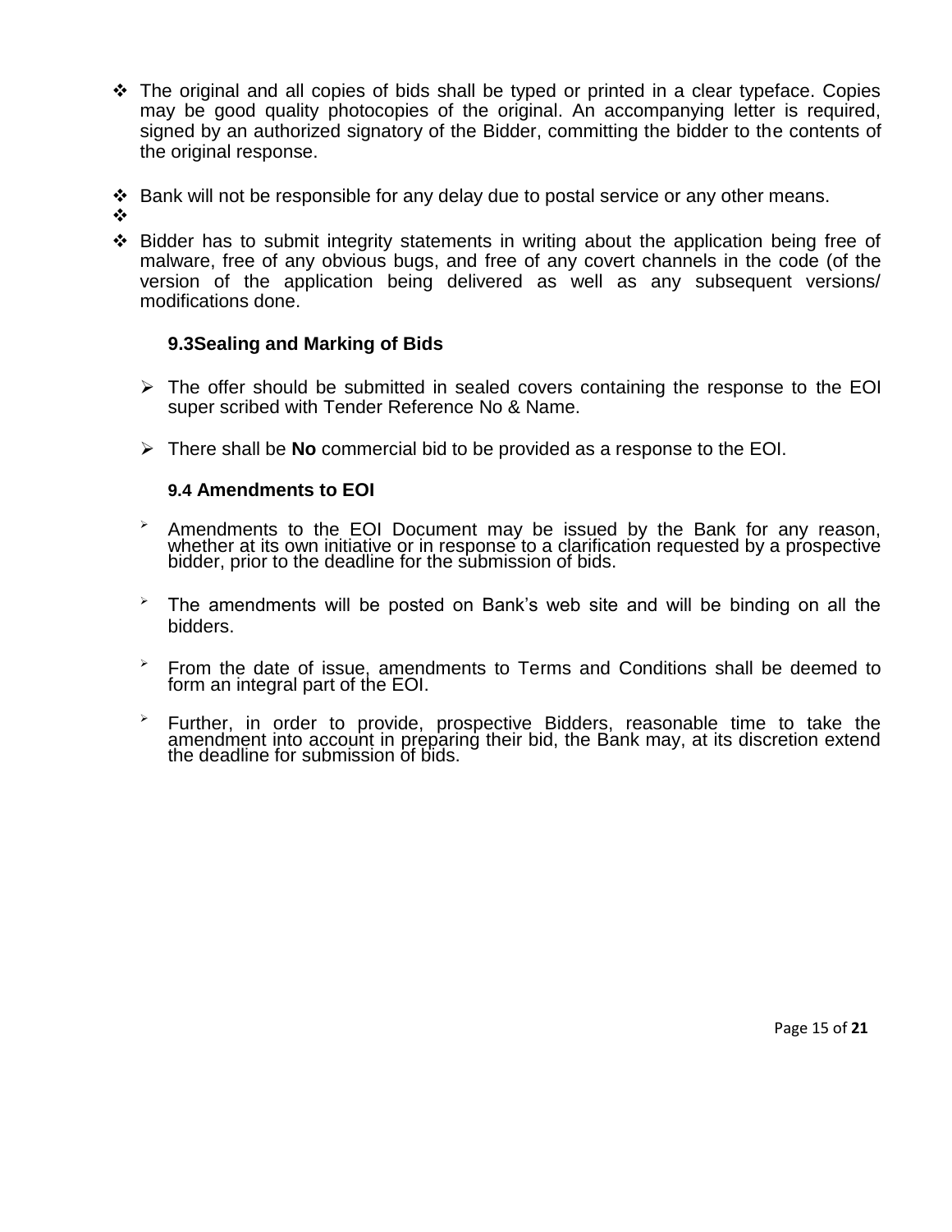- The original and all copies of bids shall be typed or printed in a clear typeface. Copies may be good quality photocopies of the original. An accompanying letter is required, signed by an authorized signatory of the Bidder, committing the bidder to the contents of the original response.

- Bank will not be responsible for any delay due to postal service or any other means.
-
- Bidder has to submit integrity statements in writing about the application being free of malware, free of any obvious bugs, and free of any covert channels in the code (of the version of the application being delivered as well as any subsequent versions/ modifications done.

### 9.3Sealing and Marking of Bids

- The offer should be submitted in sealed covers containing the response to the EOI super scribed with Tender Reference No & Name.

- There shall be **No** commercial bid to be provided as a response to the EOI.

### 9.4 Amendments to EOI

- Amendments to the EOI Document may be issued by the Bank for any reason, whether at its own initiative or in response to a clarification requested by a prospective bidder, prior to the deadline for the submission of bids.

- The amendments will be posted on Bank's web site and will be binding on all the bidders.

- From the date of issue, amendments to Terms and Conditions shall be deemed to form an integral part of the EOI.

- Further, in order to provide, prospective Bidders, reasonable time to take the amendment into account in preparing their bid, the Bank may, at its discretion extend the deadline for submission of bids.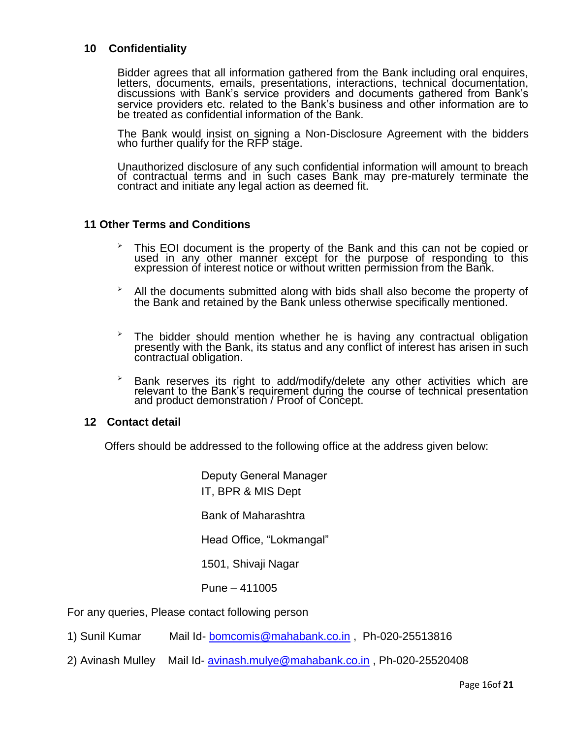## 10 Confidentiality

Bidder agrees that all information gathered from the Bank including oral enquires, letters, documents, emails, presentations, interactions, technical documentation, discussions with Bank's service providers and documents gathered from Bank's service providers etc. related to the Bank's business and other information are to be treated as confidential information of the Bank.

The Bank would insist on signing a Non-Disclosure Agreement with the bidders who further qualify for the RFP stage.

Unauthorized disclosure of any such confidential information will amount to breach of contractual terms and in such cases Bank may pre-maturely terminate the contract and initiate any legal action as deemed fit.

## 11 Other Terms and Conditions

- This EOI document is the property of the Bank and this can not be copied or used in any other manner except for the purpose of responding to this expression of interest notice or without written permission from the Bank.
- All the documents submitted along with bids shall also become the property of the Bank and retained by the Bank unless otherwise specifically mentioned.
- The bidder should mention whether he is having any contractual obligation presently with the Bank, its status and any conflict of interest has arisen in such contractual obligation.
- Bank reserves its right to add/modify/delete any other activities which are relevant to the Bank's requirement during the course of technical presentation and product demonstration / Proof of Concept.

## 12 Contact detail

Offers should be addressed to the following office at the address given below:

Deputy General Manager
IT, BPR & MIS Dept

Bank of Maharashtra

Head Office, "Lokmangal"

1501, Shivaji Nagar

Pune – 411005

For any queries, Please contact following person

1) Sunil Kumar Mail Id- bomcomis@mahabank.co.in , Ph-020-25513816

2) Avinash Mulley Mail Id- avinash.mulye@mahabank.co.in , Ph-020-25520408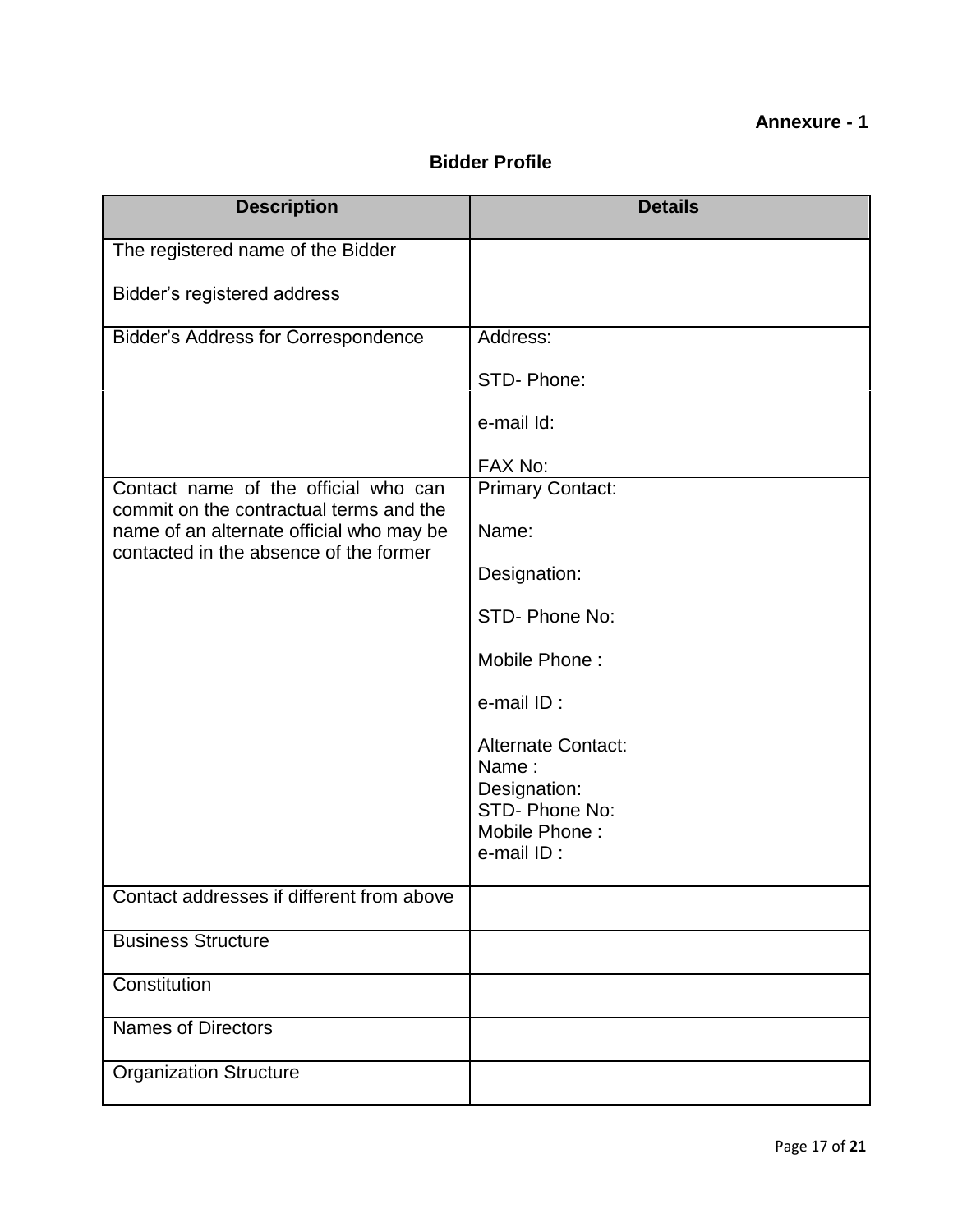**Annexure - 1**

## Bidder Profile

| Description | Details |
|---|---|
| The registered name of the Bidder | |
| Bidder's registered address | |
| Bidder's Address for Correspondence | Address:<br><br>STD- Phone:<br><br>e-mail Id:<br><br>FAX No: |
| Contact name of the official who can commit on the contractual terms and the name of an alternate official who may be contacted in the absence of the former | Primary Contact:<br><br>Name:<br><br>Designation:<br><br>STD- Phone No:<br><br>Mobile Phone :<br><br>e-mail ID :<br><br>Alternate Contact:<br>Name :<br>Designation:<br>STD- Phone No:<br>Mobile Phone :<br>e-mail ID : |
| Contact addresses if different from above | |
| Business Structure | |
| Constitution | |
| Names of Directors | |
| Organization Structure | |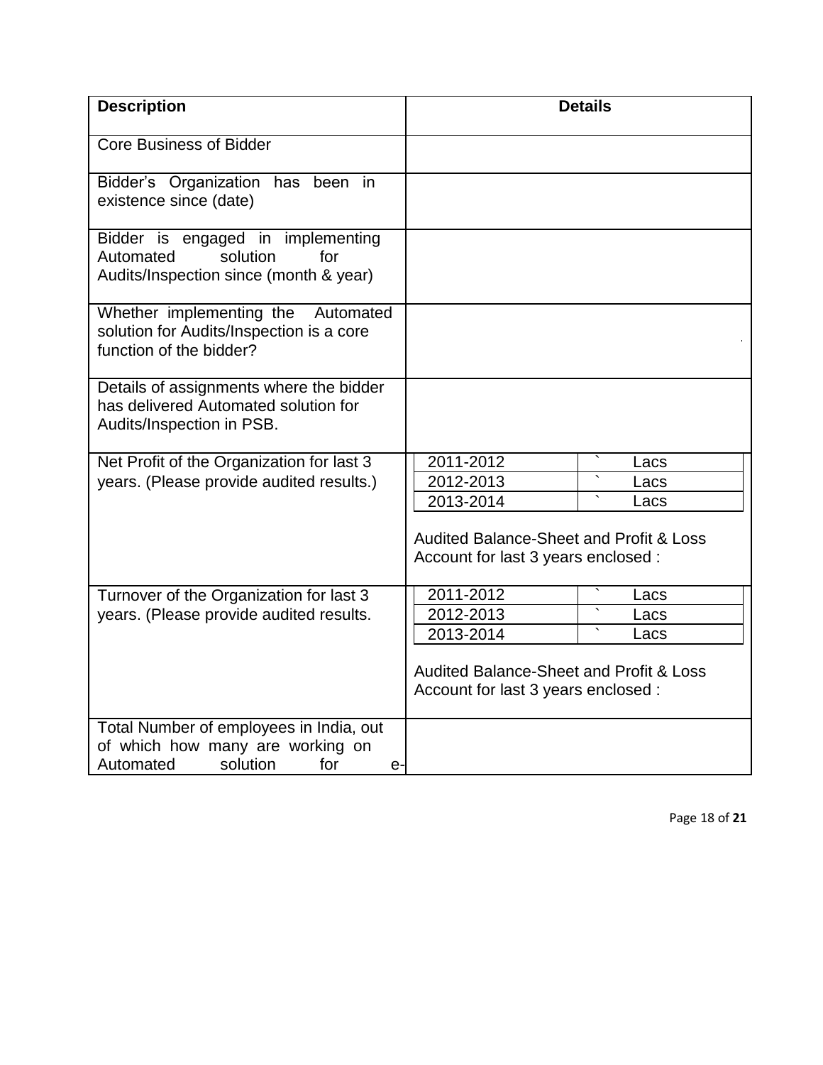| Description | Details |
|---|---|
| Core Business of Bidder | |
| Bidder's Organization has been in existence since (date) | |
| Bidder is engaged in implementing Automated solution for Audits/Inspection since (month & year) | |
| Whether implementing the Automated solution for Audits/Inspection is a core function of the bidder? | |
| Details of assignments where the bidder has delivered Automated solution for Audits/Inspection in PSB. | |
| Net Profit of the Organization for last 3 years. (Please provide audited results.) | 2011-2012 ` Lacs<br>2012-2013 ` Lacs<br>2013-2014 ` Lacs<br><br>Audited Balance-Sheet and Profit & Loss Account for last 3 years enclosed : |
| Turnover of the Organization for last 3 years. (Please provide audited results. | 2011-2012 ` Lacs<br>2012-2013 ` Lacs<br>2013-2014 ` Lacs<br><br>Audited Balance-Sheet and Profit & Loss Account for last 3 years enclosed : |
| Total Number of employees in India, out of which how many are working on Automated solution for e- | |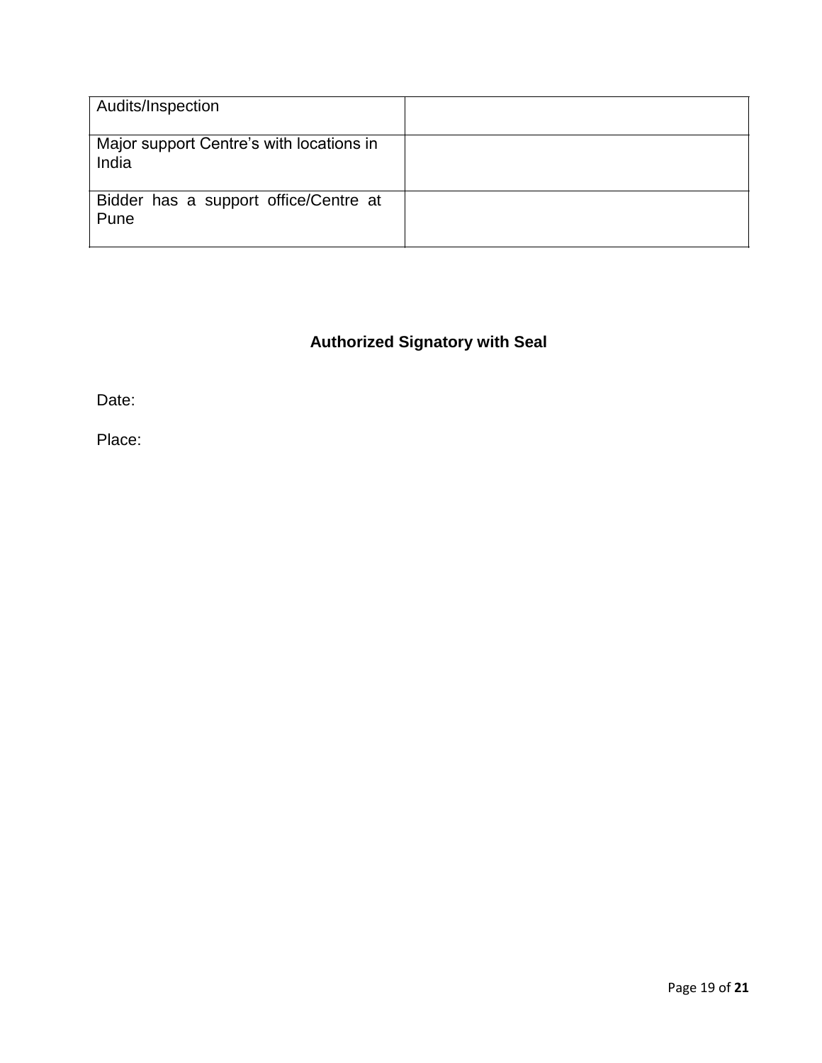| Audits/Inspection | |
|---|---|
| Major support Centre’s with locations in India | |
| Bidder has a support office/Centre at Pune | |

**Authorized Signatory with Seal**

Date:

Place: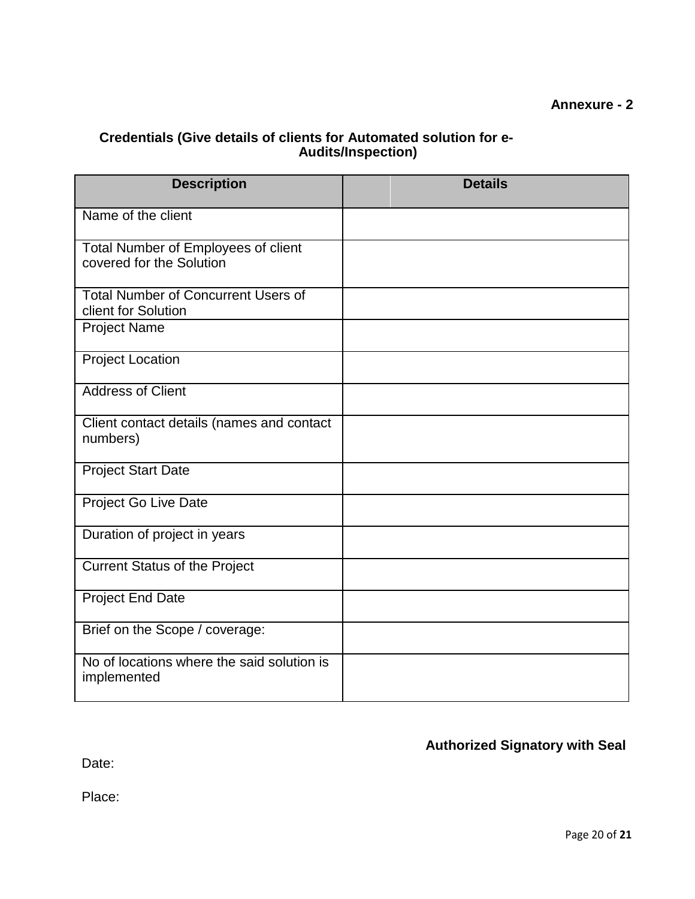**Annexure - 2**

**Credentials (Give details of clients for Automated solution for e-Audits/Inspection)**

| Description | Details |
|---|---|
| Name of the client | |
| Total Number of Employees of client covered for the Solution | |
| Total Number of Concurrent Users of client for Solution | |
| Project Name | |
| Project Location | |
| Address of Client | |
| Client contact details (names and contact numbers) | |
| Project Start Date | |
| Project Go Live Date | |
| Duration of project in years | |
| Current Status of the Project | |
| Project End Date | |
| Brief on the Scope / coverage: | |
| No of locations where the said solution is implemented | |

**Authorized Signatory with Seal**

Date:

Place: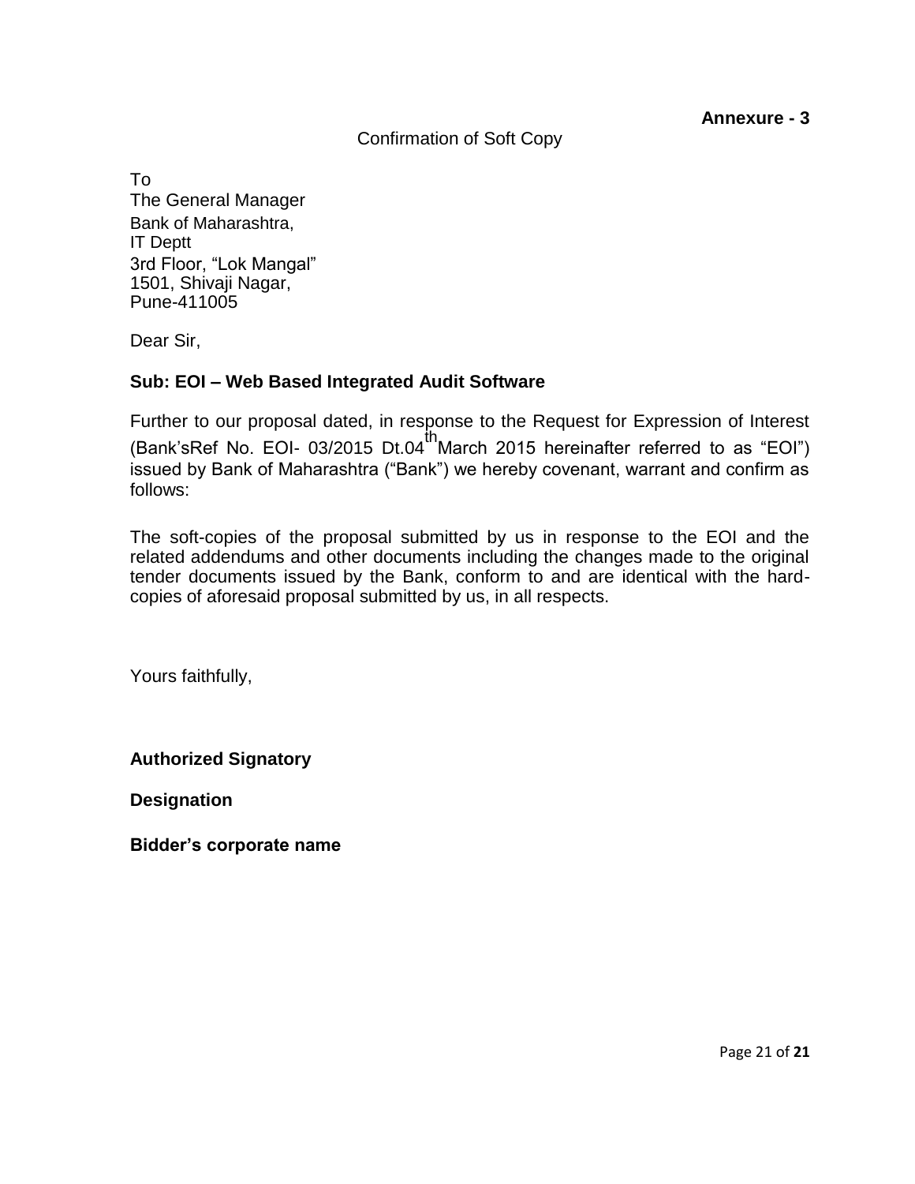**Annexure - 3**

Confirmation of Soft Copy

To
The General Manager
Bank of Maharashtra,
IT Deptt
3rd Floor, "Lok Mangal"
1501, Shivaji Nagar,
Pune-411005

Dear Sir,

**Sub: EOI – Web Based Integrated Audit Software**

Further to our proposal dated, in response to the Request for Expression of Interest (Bank'sRef No. EOI- 03/2015 Dt.04th March 2015 hereinafter referred to as "EOI") issued by Bank of Maharashtra ("Bank") we hereby covenant, warrant and confirm as follows:

The soft-copies of the proposal submitted by us in response to the EOI and the related addendums and other documents including the changes made to the original tender documents issued by the Bank, conform to and are identical with the hard-copies of aforesaid proposal submitted by us, in all respects.

Yours faithfully,

**Authorized Signatory**

**Designation**

**Bidder's corporate name**